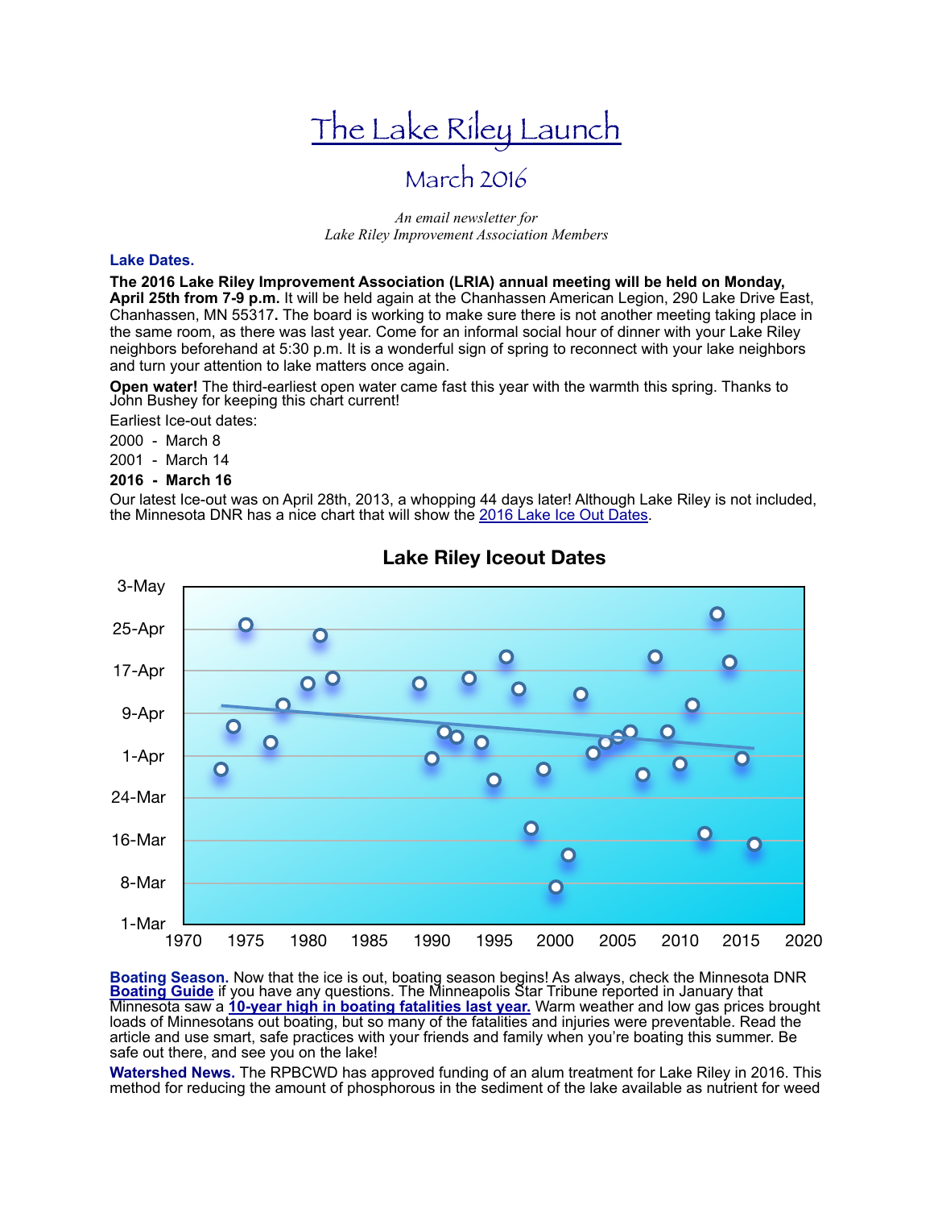# The Lake Riley Launch

## March 2016

*An email newsletter for*
*Lake Riley Improvement Association Members*

### Lake Dates.

**The 2016 Lake Riley Improvement Association (LRIA) annual meeting will be held on Monday, April 25th from 7-9 p.m.** It will be held again at the Chanhassen American Legion, 290 Lake Drive East, Chanhassen, MN 55317**.** The board is working to make sure there is not another meeting taking place in the same room, as there was last year. Come for an informal social hour of dinner with your Lake Riley neighbors beforehand at 5:30 p.m. It is a wonderful sign of spring to reconnect with your lake neighbors and turn your attention to lake matters once again.

**Open water!** The third-earliest open water came fast this year with the warmth this spring. Thanks to John Bushey for keeping this chart current!

Earliest Ice-out dates:

2000 - March 8

2001 - March 14

**2016 - March 16**

Our latest Ice-out was on April 28th, 2013, a whopping 44 days later! Although Lake Riley is not included, the Minnesota DNR has a nice chart that will show the [2016 Lake Ice Out Dates](#).

**Lake Riley Iceout Dates**

**Boating Season.** Now that the ice is out, boating season begins! As always, check the Minnesota DNR **[Boating Guide](#)** if you have any questions. The Minneapolis Star Tribune reported in January that Minnesota saw a **[10-year high in boating fatalities last year.](#)** Warm weather and low gas prices brought loads of Minnesotans out boating, but so many of the fatalities and injuries were preventable. Read the article and use smart, safe practices with your friends and family when you're boating this summer. Be safe out there, and see you on the lake!

**Watershed News.** The RPBCWD has approved funding of an alum treatment for Lake Riley in 2016. This method for reducing the amount of phosphorous in the sediment of the lake available as nutrient for weed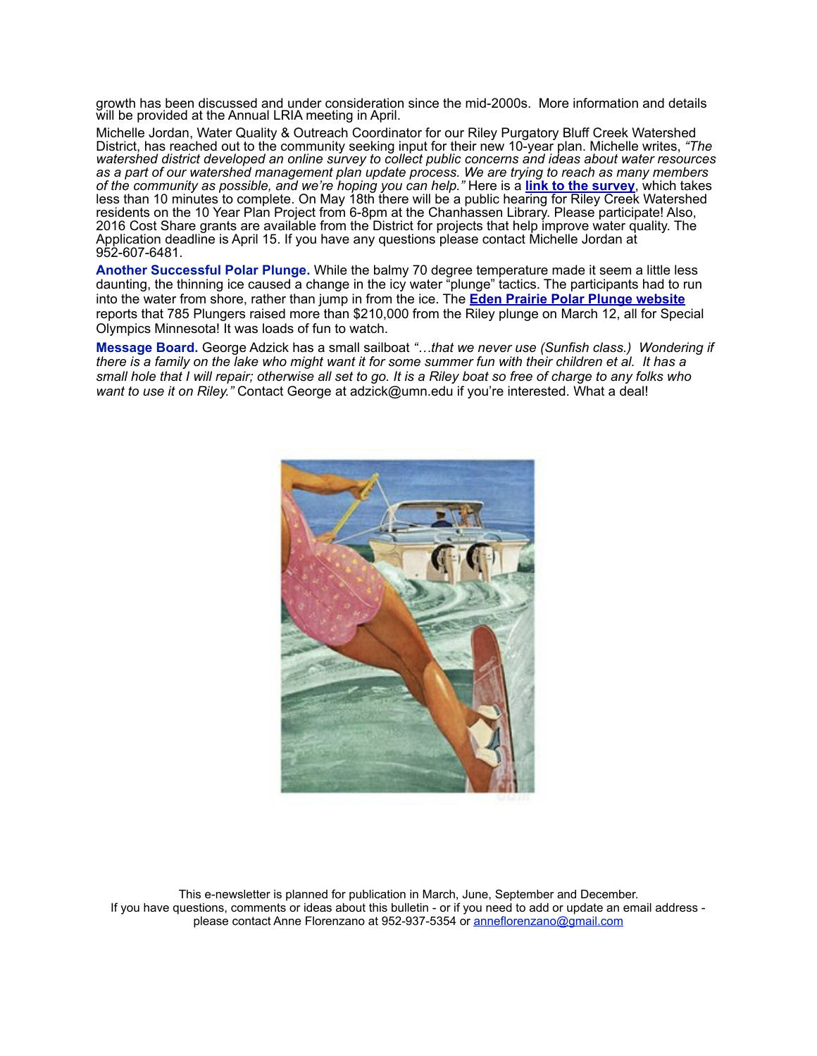growth has been discussed and under consideration since the mid-2000s. More information and details will be provided at the Annual LRIA meeting in April.

Michelle Jordan, Water Quality & Outreach Coordinator for our Riley Purgatory Bluff Creek Watershed District, has reached out to the community seeking input for their new 10-year plan. Michelle writes, *"The watershed district developed an online survey to collect public concerns and ideas about water resources as a part of our watershed management plan update process. We are trying to reach as many members of the community as possible, and we're hoping you can help."* Here is a **link to the survey**, which takes less than 10 minutes to complete. On May 18th there will be a public hearing for Riley Creek Watershed residents on the 10 Year Plan Project from 6-8pm at the Chanhassen Library. Please participate! Also, 2016 Cost Share grants are available from the District for projects that help improve water quality. The Application deadline is April 15. If you have any questions please contact Michelle Jordan at 952-607-6481.

**Another Successful Polar Plunge.** While the balmy 70 degree temperature made it seem a little less daunting, the thinning ice caused a change in the icy water "plunge" tactics. The participants had to run into the water from shore, rather than jump in from the ice. The **Eden Prairie Polar Plunge website** reports that 785 Plungers raised more than $210,000 from the Riley plunge on March 12, all for Special Olympics Minnesota! It was loads of fun to watch.

**Message Board.** George Adzick has a small sailboat *"…that we never use (Sunfish class.) Wondering if there is a family on the lake who might want it for some summer fun with their children et al. It has a small hole that I will repair; otherwise all set to go. It is a Riley boat so free of charge to any folks who want to use it on Riley."* Contact George at adzick@umn.edu if you're interested. What a deal!

This e-newsletter is planned for publication in March, June, September and December.
If you have questions, comments or ideas about this bulletin - or if you need to add or update an email address - please contact Anne Florenzano at 952-937-5354 or anneflorenzano@gmail.com